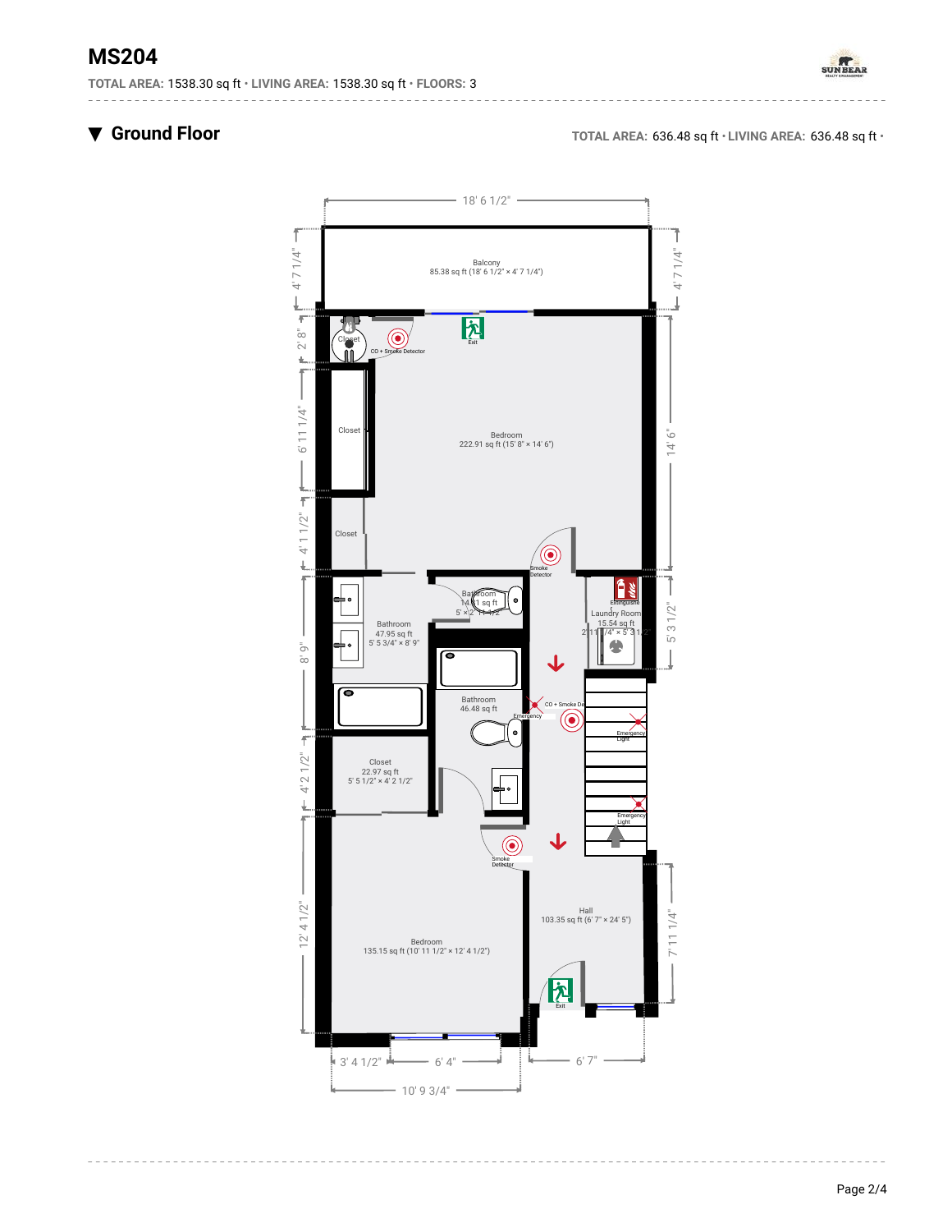# MS204

**TOTAL AREA:** 1538.30 sq ft • **LIVING AREA:** 1538.30 sq ft • **FLOORS:** 3

## ▼ Ground Floor

**TOTAL AREA:** 636.48 sq ft • **LIVING AREA:** 636.48 sq ft •

18' 6 1/2"

4' 7 1/4"

Balcony
85.38 sq ft (18' 6 1/2" × 4' 7 1/4")

2' 8"

Closet

CO + Smoke Detector

Exit

6' 11 1/4"

Closet

Bedroom
222.91 sq ft (15' 8" × 14' 6")

14' 6"

4' 1 1/2"

Closet

Smoke Detector

Bathroom
14.81 sq ft
5' × 2' 11 1/2"

Extinguisher

Laundry Room
15.54 sq ft
2' 11 3/4" × 5' 3 1/2"

5' 3 1/2"

8' 9"

Bathroom
47.95 sq ft
5' 5 3/4" × 8' 9"

Bathroom
46.48 sq ft

CO + Smoke Detector

Emergency

Emergency Light

4' 2 1/2"

Closet
22.97 sq ft
5' 5 1/2" × 4' 2 1/2"

Emergency Light

Smoke Detector

12' 4 1/2"

Hall
103.35 sq ft (6' 7" × 24' 5")

7' 11 1/4"

Bedroom
135.15 sq ft (10' 11 1/2" × 12' 4 1/2")

Exit

3' 4 1/2"

6' 4"

6' 7"

10' 9 3/4"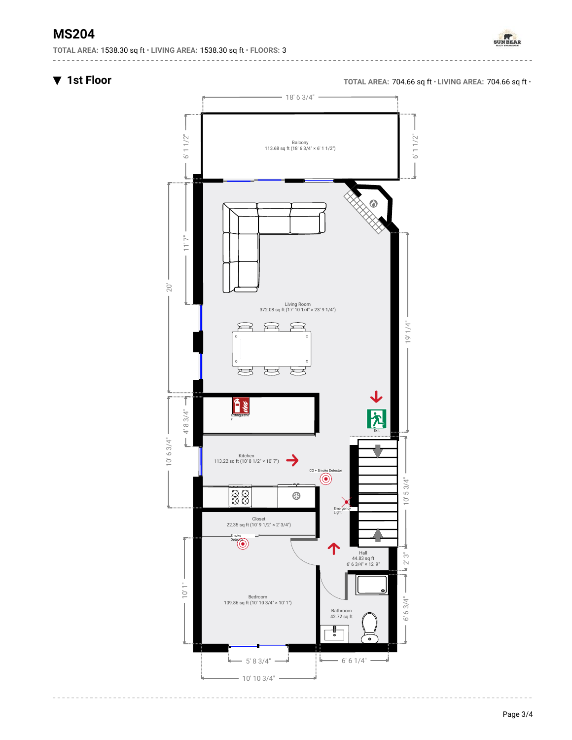# MS204

**TOTAL AREA:** 1538.30 sq ft • **LIVING AREA:** 1538.30 sq ft • **FLOORS:** 3

## ▼ 1st Floor

**TOTAL AREA:** 704.66 sq ft • **LIVING AREA:** 704.66 sq ft •

18' 6 3/4"

6' 1 1/2"

6' 1 1/2"

Balcony
113.68 sq ft (18' 6 3/4" × 6' 1 1/2")

11' 7"

20'

Living Room
372.08 sq ft (17' 10 1/4" × 23' 9 1/4")

19' 1/4"

4' 8 3/4"

10' 6 3/4"

Extinguisher

Exit

Kitchen
113.22 sq ft (10' 8 1/2" × 10' 7")

CO + Smoke Detector

10' 5 3/4"

Emergency Light

Closet
22.35 sq ft (10' 9 1/2" × 2' 3/4")

Smoke Detector

Hall
44.83 sq ft
6' 6 3/4" × 12' 9"

2' 3"

10' 1"

Bedroom
109.86 sq ft (10' 10 3/4" × 10' 1")

Bathroom
42.72 sq ft

6' 6 3/4"

5' 8 3/4"

6' 6 1/4"

10' 10 3/4"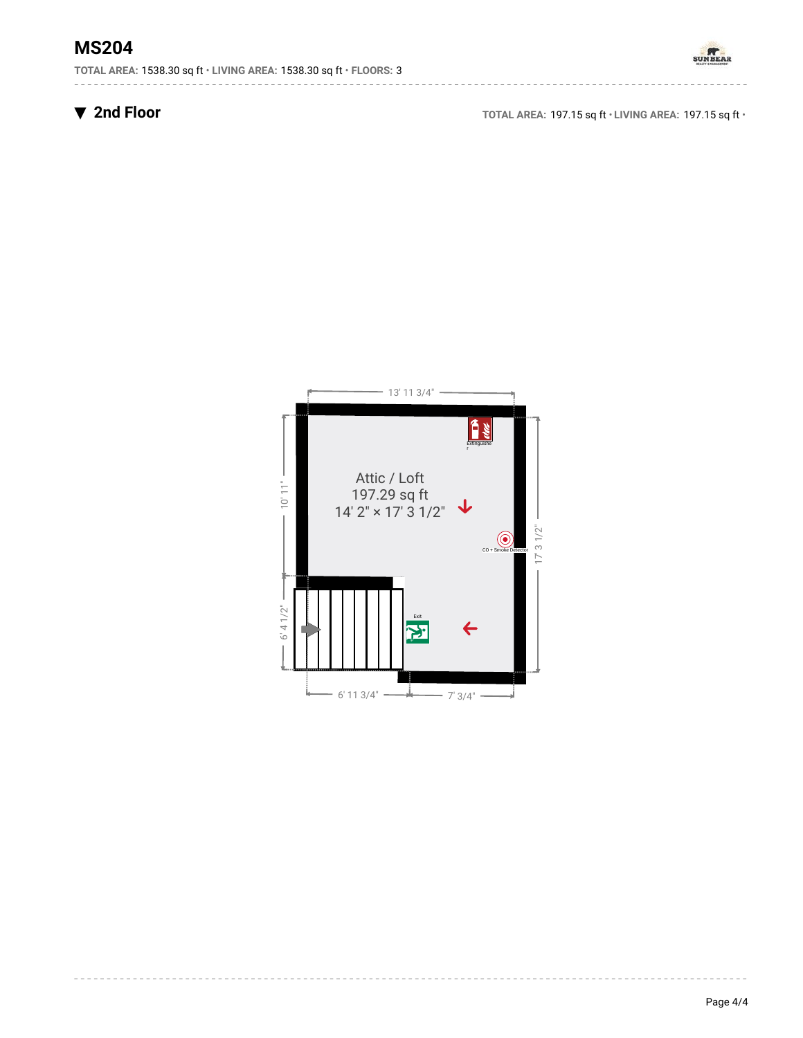# MS204

**TOTAL AREA:** 1538.30 sq ft • **LIVING AREA:** 1538.30 sq ft • **FLOORS:** 3

## ▼ 2nd Floor

**TOTAL AREA:** 197.15 sq ft • **LIVING AREA:** 197.15 sq ft •

13' 11 3/4"

10' 11"

6' 4 1/2"

17' 3 1/2"

6' 11 3/4"

7' 3/4"

Attic / Loft
197.29 sq ft
14' 2" × 17' 3 1/2"

Extinguisher

CO + Smoke Detector

Exit